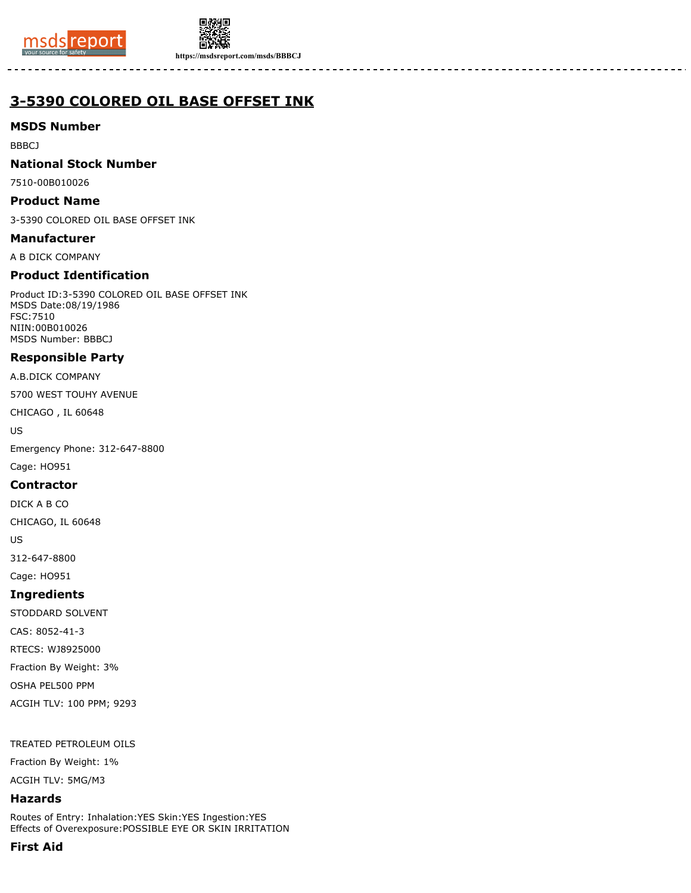https://msdsreport.com/msds/BBBCJ

# 3-5390 COLORED OIL BASE OFFSET INK

## MSDS Number

BBBCJ

## National Stock Number

7510-00B010026

## Product Name

3-5390 COLORED OIL BASE OFFSET INK

## Manufacturer

A B DICK COMPANY

## Product Identification

Product ID:3-5390 COLORED OIL BASE OFFSET INK
MSDS Date:08/19/1986
FSC:7510
NIIN:00B010026
MSDS Number: BBBCJ

## Responsible Party

A.B.DICK COMPANY

5700 WEST TOUHY AVENUE

CHICAGO , IL 60648

US

Emergency Phone: 312-647-8800

Cage: HO951

## Contractor

DICK A B CO

CHICAGO, IL 60648

US

312-647-8800

Cage: HO951

## Ingredients

STODDARD SOLVENT

CAS: 8052-41-3

RTECS: WJ8925000

Fraction By Weight: 3%

OSHA PEL500 PPM

ACGIH TLV: 100 PPM; 9293

TREATED PETROLEUM OILS

Fraction By Weight: 1%

ACGIH TLV: 5MG/M3

## Hazards

Routes of Entry: Inhalation:YES Skin:YES Ingestion:YES
Effects of Overexposure:POSSIBLE EYE OR SKIN IRRITATION

## First Aid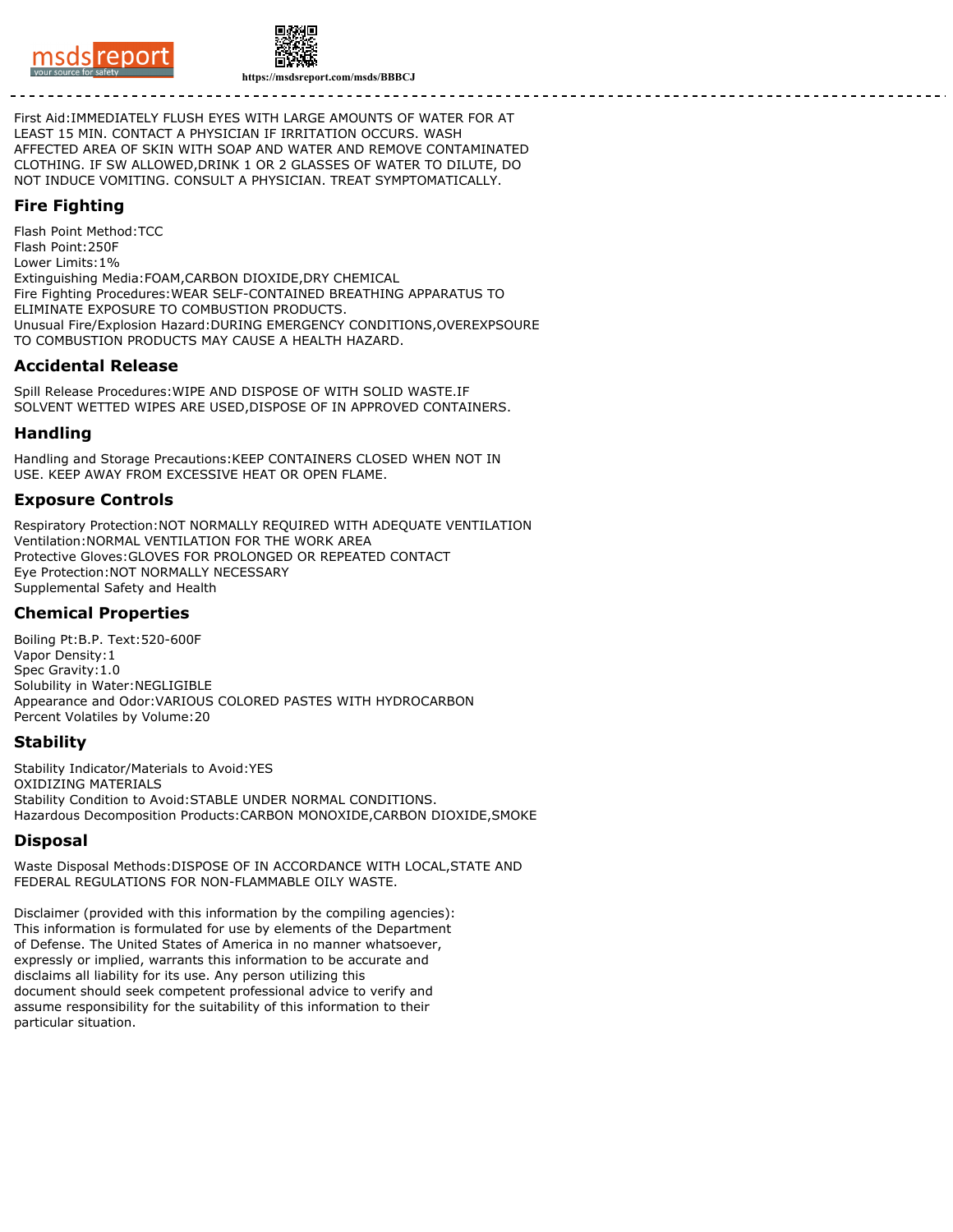First Aid:IMMEDIATELY FLUSH EYES WITH LARGE AMOUNTS OF WATER FOR AT LEAST 15 MIN. CONTACT A PHYSICIAN IF IRRITATION OCCURS. WASH AFFECTED AREA OF SKIN WITH SOAP AND WATER AND REMOVE CONTAMINATED CLOTHING. IF SW ALLOWED,DRINK 1 OR 2 GLASSES OF WATER TO DILUTE, DO NOT INDUCE VOMITING. CONSULT A PHYSICIAN. TREAT SYMPTOMATICALLY.

## Fire Fighting

Flash Point Method:TCC
Flash Point:250F
Lower Limits:1%
Extinguishing Media:FOAM,CARBON DIOXIDE,DRY CHEMICAL
Fire Fighting Procedures:WEAR SELF-CONTAINED BREATHING APPARATUS TO ELIMINATE EXPOSURE TO COMBUSTION PRODUCTS.
Unusual Fire/Explosion Hazard:DURING EMERGENCY CONDITIONS,OVEREXPSOURE TO COMBUSTION PRODUCTS MAY CAUSE A HEALTH HAZARD.

## Accidental Release

Spill Release Procedures:WIPE AND DISPOSE OF WITH SOLID WASTE.IF SOLVENT WETTED WIPES ARE USED,DISPOSE OF IN APPROVED CONTAINERS.

## Handling

Handling and Storage Precautions:KEEP CONTAINERS CLOSED WHEN NOT IN USE. KEEP AWAY FROM EXCESSIVE HEAT OR OPEN FLAME.

## Exposure Controls

Respiratory Protection:NOT NORMALLY REQUIRED WITH ADEQUATE VENTILATION
Ventilation:NORMAL VENTILATION FOR THE WORK AREA
Protective Gloves:GLOVES FOR PROLONGED OR REPEATED CONTACT
Eye Protection:NOT NORMALLY NECESSARY
Supplemental Safety and Health

## Chemical Properties

Boiling Pt:B.P. Text:520-600F
Vapor Density:1
Spec Gravity:1.0
Solubility in Water:NEGLIGIBLE
Appearance and Odor:VARIOUS COLORED PASTES WITH HYDROCARBON
Percent Volatiles by Volume:20

## Stability

Stability Indicator/Materials to Avoid:YES
OXIDIZING MATERIALS
Stability Condition to Avoid:STABLE UNDER NORMAL CONDITIONS.
Hazardous Decomposition Products:CARBON MONOXIDE,CARBON DIOXIDE,SMOKE

## Disposal

Waste Disposal Methods:DISPOSE OF IN ACCORDANCE WITH LOCAL,STATE AND FEDERAL REGULATIONS FOR NON-FLAMMABLE OILY WASTE.

Disclaimer (provided with this information by the compiling agencies): This information is formulated for use by elements of the Department of Defense. The United States of America in no manner whatsoever, expressly or implied, warrants this information to be accurate and disclaims all liability for its use. Any person utilizing this document should seek competent professional advice to verify and assume responsibility for the suitability of this information to their particular situation.